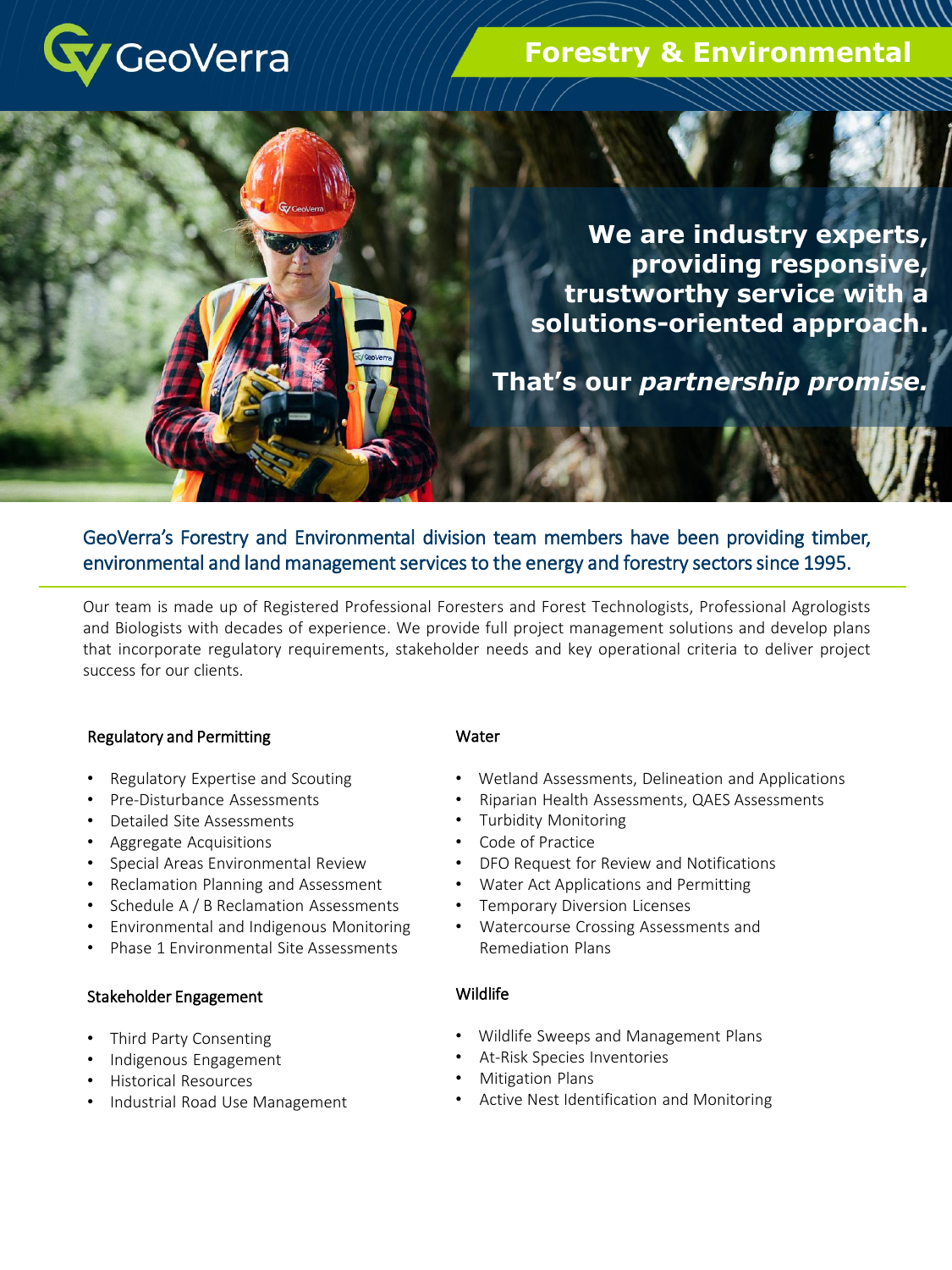GeoVerra

# Forestry & Environmental

**We are industry experts, providing responsive, trustworthy service with a solutions-oriented approach.**

**That's our *partnership promise.***

## GeoVerra's Forestry and Environmental division team members have been providing timber, environmental and land management services to the energy and forestry sectors since 1995.

Our team is made up of Registered Professional Foresters and Forest Technologists, Professional Agrologists and Biologists with decades of experience. We provide full project management solutions and develop plans that incorporate regulatory requirements, stakeholder needs and key operational criteria to deliver project success for our clients.

### Regulatory and Permitting

- Regulatory Expertise and Scouting
- Pre-Disturbance Assessments
- Detailed Site Assessments
- Aggregate Acquisitions
- Special Areas Environmental Review
- Reclamation Planning and Assessment
- Schedule A / B Reclamation Assessments
- Environmental and Indigenous Monitoring
- Phase 1 Environmental Site Assessments

### Stakeholder Engagement

- Third Party Consenting
- Indigenous Engagement
- Historical Resources
- Industrial Road Use Management

### Water

- Wetland Assessments, Delineation and Applications
- Riparian Health Assessments, QAES Assessments
- Turbidity Monitoring
- Code of Practice
- DFO Request for Review and Notifications
- Water Act Applications and Permitting
- Temporary Diversion Licenses
- Watercourse Crossing Assessments and Remediation Plans

### Wildlife

- Wildlife Sweeps and Management Plans
- At-Risk Species Inventories
- Mitigation Plans
- Active Nest Identification and Monitoring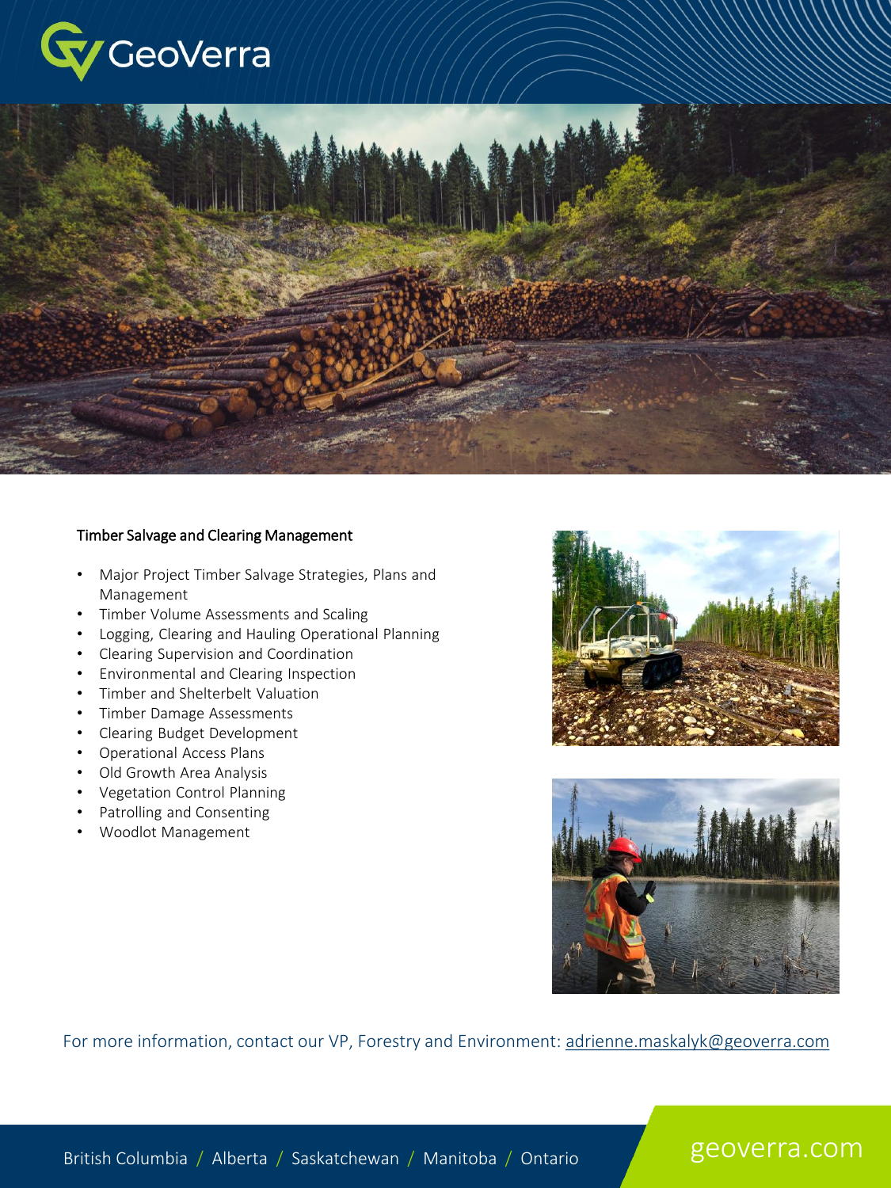GeoVerra

## Timber Salvage and Clearing Management

- Major Project Timber Salvage Strategies, Plans and Management
- Timber Volume Assessments and Scaling
- Logging, Clearing and Hauling Operational Planning
- Clearing Supervision and Coordination
- Environmental and Clearing Inspection
- Timber and Shelterbelt Valuation
- Timber Damage Assessments
- Clearing Budget Development
- Operational Access Plans
- Old Growth Area Analysis
- Vegetation Control Planning
- Patrolling and Consenting
- Woodlot Management

For more information, contact our VP, Forestry and Environment: adrienne.maskalyk@geoverra.com

British Columbia / Alberta / Saskatchewan / Manitoba / Ontario

geoverra.com